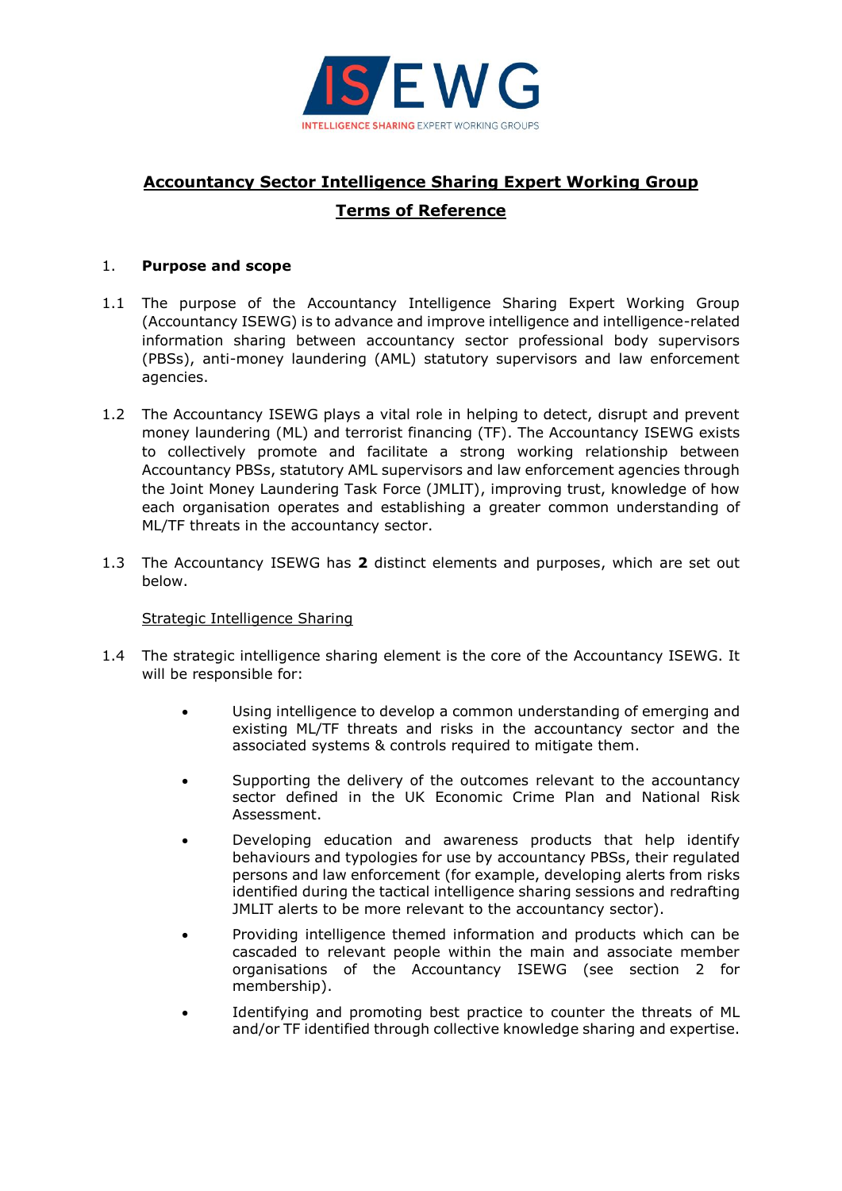ISEWG

INTELLIGENCE SHARING EXPERT WORKING GROUPS

# Accountancy Sector Intelligence Sharing Expert Working Group

## Terms of Reference

### 1. Purpose and scope

1.1 The purpose of the Accountancy Intelligence Sharing Expert Working Group (Accountancy ISEWG) is to advance and improve intelligence and intelligence-related information sharing between accountancy sector professional body supervisors (PBSs), anti-money laundering (AML) statutory supervisors and law enforcement agencies.

1.2 The Accountancy ISEWG plays a vital role in helping to detect, disrupt and prevent money laundering (ML) and terrorist financing (TF). The Accountancy ISEWG exists to collectively promote and facilitate a strong working relationship between Accountancy PBSs, statutory AML supervisors and law enforcement agencies through the Joint Money Laundering Task Force (JMLIT), improving trust, knowledge of how each organisation operates and establishing a greater common understanding of ML/TF threats in the accountancy sector.

1.3 The Accountancy ISEWG has **2** distinct elements and purposes, which are set out below.

Strategic Intelligence Sharing

1.4 The strategic intelligence sharing element is the core of the Accountancy ISEWG. It will be responsible for:

- Using intelligence to develop a common understanding of emerging and existing ML/TF threats and risks in the accountancy sector and the associated systems & controls required to mitigate them.
- Supporting the delivery of the outcomes relevant to the accountancy sector defined in the UK Economic Crime Plan and National Risk Assessment.
- Developing education and awareness products that help identify behaviours and typologies for use by accountancy PBSs, their regulated persons and law enforcement (for example, developing alerts from risks identified during the tactical intelligence sharing sessions and redrafting JMLIT alerts to be more relevant to the accountancy sector).
- Providing intelligence themed information and products which can be cascaded to relevant people within the main and associate member organisations of the Accountancy ISEWG (see section 2 for membership).
- Identifying and promoting best practice to counter the threats of ML and/or TF identified through collective knowledge sharing and expertise.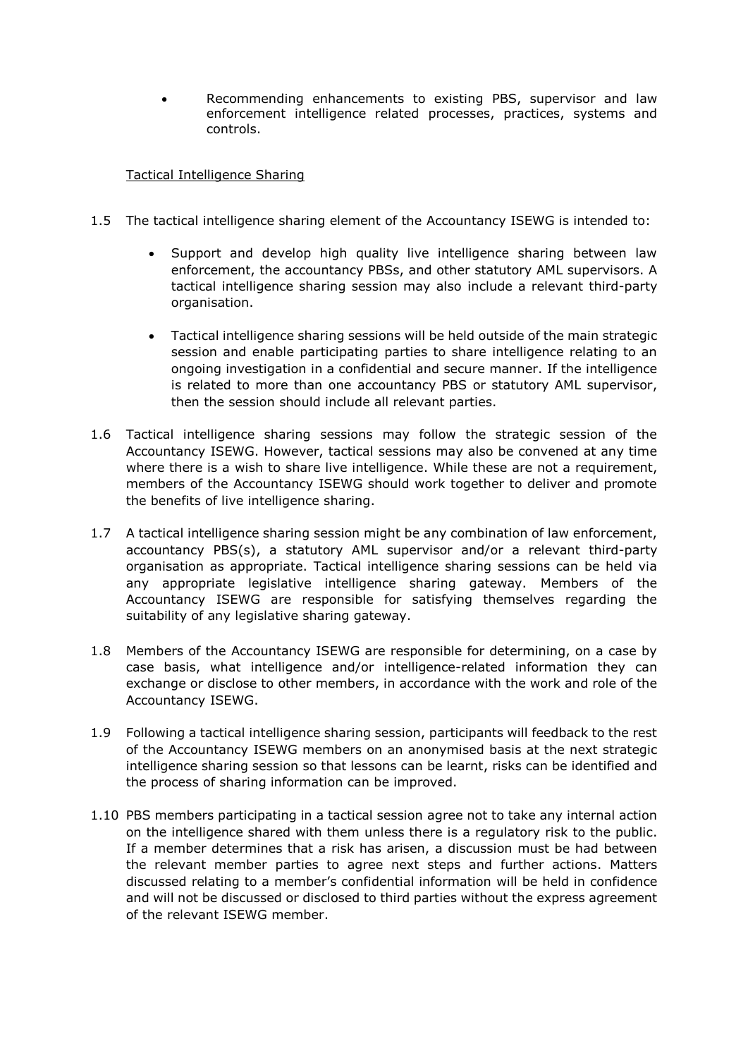- Recommending enhancements to existing PBS, supervisor and law enforcement intelligence related processes, practices, systems and controls.

Tactical Intelligence Sharing

1.5 The tactical intelligence sharing element of the Accountancy ISEWG is intended to:

- Support and develop high quality live intelligence sharing between law enforcement, the accountancy PBSs, and other statutory AML supervisors. A tactical intelligence sharing session may also include a relevant third-party organisation.
- Tactical intelligence sharing sessions will be held outside of the main strategic session and enable participating parties to share intelligence relating to an ongoing investigation in a confidential and secure manner. If the intelligence is related to more than one accountancy PBS or statutory AML supervisor, then the session should include all relevant parties.

1.6 Tactical intelligence sharing sessions may follow the strategic session of the Accountancy ISEWG. However, tactical sessions may also be convened at any time where there is a wish to share live intelligence. While these are not a requirement, members of the Accountancy ISEWG should work together to deliver and promote the benefits of live intelligence sharing.

1.7 A tactical intelligence sharing session might be any combination of law enforcement, accountancy PBS(s), a statutory AML supervisor and/or a relevant third-party organisation as appropriate. Tactical intelligence sharing sessions can be held via any appropriate legislative intelligence sharing gateway. Members of the Accountancy ISEWG are responsible for satisfying themselves regarding the suitability of any legislative sharing gateway.

1.8 Members of the Accountancy ISEWG are responsible for determining, on a case by case basis, what intelligence and/or intelligence-related information they can exchange or disclose to other members, in accordance with the work and role of the Accountancy ISEWG.

1.9 Following a tactical intelligence sharing session, participants will feedback to the rest of the Accountancy ISEWG members on an anonymised basis at the next strategic intelligence sharing session so that lessons can be learnt, risks can be identified and the process of sharing information can be improved.

1.10 PBS members participating in a tactical session agree not to take any internal action on the intelligence shared with them unless there is a regulatory risk to the public. If a member determines that a risk has arisen, a discussion must be had between the relevant member parties to agree next steps and further actions. Matters discussed relating to a member's confidential information will be held in confidence and will not be discussed or disclosed to third parties without the express agreement of the relevant ISEWG member.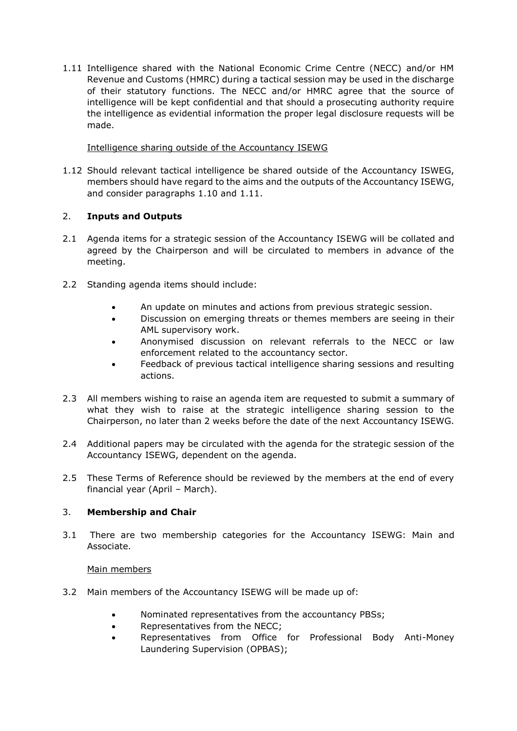1.11 Intelligence shared with the National Economic Crime Centre (NECC) and/or HM Revenue and Customs (HMRC) during a tactical session may be used in the discharge of their statutory functions. The NECC and/or HMRC agree that the source of intelligence will be kept confidential and that should a prosecuting authority require the intelligence as evidential information the proper legal disclosure requests will be made.

Intelligence sharing outside of the Accountancy ISEWG

1.12 Should relevant tactical intelligence be shared outside of the Accountancy ISWEG, members should have regard to the aims and the outputs of the Accountancy ISEWG, and consider paragraphs 1.10 and 1.11.

## 2. **Inputs and Outputs**

2.1 Agenda items for a strategic session of the Accountancy ISEWG will be collated and agreed by the Chairperson and will be circulated to members in advance of the meeting.

2.2 Standing agenda items should include:

- An update on minutes and actions from previous strategic session.
- Discussion on emerging threats or themes members are seeing in their AML supervisory work.
- Anonymised discussion on relevant referrals to the NECC or law enforcement related to the accountancy sector.
- Feedback of previous tactical intelligence sharing sessions and resulting actions.

2.3 All members wishing to raise an agenda item are requested to submit a summary of what they wish to raise at the strategic intelligence sharing session to the Chairperson, no later than 2 weeks before the date of the next Accountancy ISEWG.

2.4 Additional papers may be circulated with the agenda for the strategic session of the Accountancy ISEWG, dependent on the agenda.

2.5 These Terms of Reference should be reviewed by the members at the end of every financial year (April – March).

## 3. **Membership and Chair**

3.1 There are two membership categories for the Accountancy ISEWG: Main and Associate.

Main members

3.2 Main members of the Accountancy ISEWG will be made up of:

- Nominated representatives from the accountancy PBSs;
- Representatives from the NECC;
- Representatives from Office for Professional Body Anti-Money Laundering Supervision (OPBAS);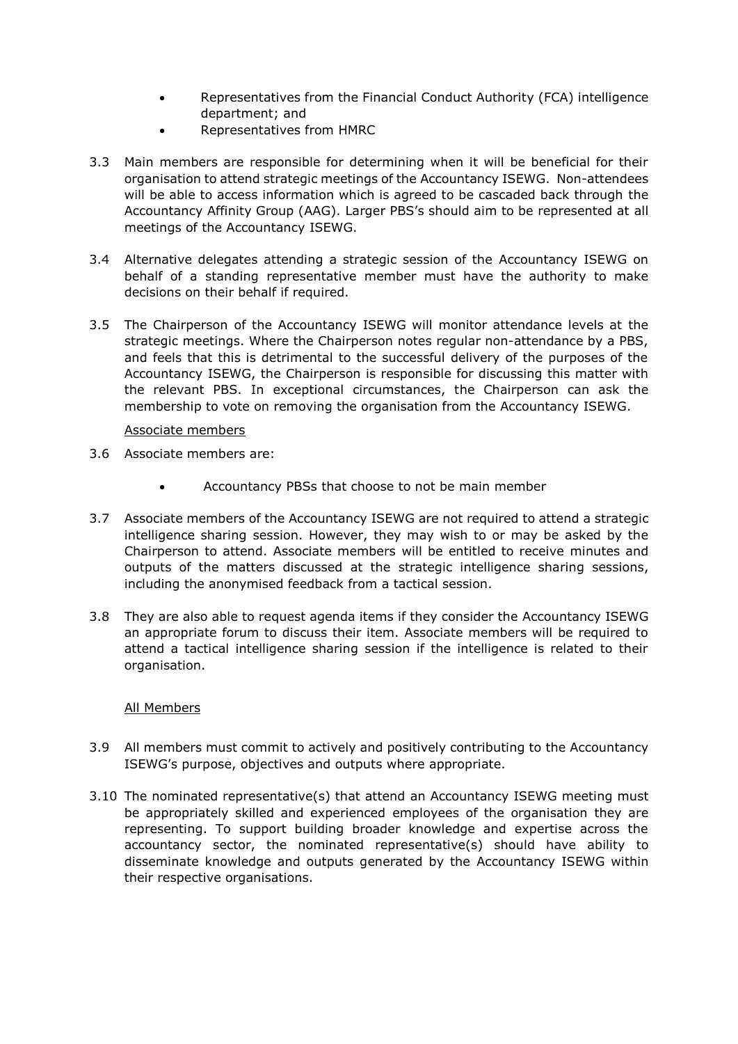- Representatives from the Financial Conduct Authority (FCA) intelligence department; and
- Representatives from HMRC

3.3 Main members are responsible for determining when it will be beneficial for their organisation to attend strategic meetings of the Accountancy ISEWG. Non-attendees will be able to access information which is agreed to be cascaded back through the Accountancy Affinity Group (AAG). Larger PBS's should aim to be represented at all meetings of the Accountancy ISEWG.

3.4 Alternative delegates attending a strategic session of the Accountancy ISEWG on behalf of a standing representative member must have the authority to make decisions on their behalf if required.

3.5 The Chairperson of the Accountancy ISEWG will monitor attendance levels at the strategic meetings. Where the Chairperson notes regular non-attendance by a PBS, and feels that this is detrimental to the successful delivery of the purposes of the Accountancy ISEWG, the Chairperson is responsible for discussing this matter with the relevant PBS. In exceptional circumstances, the Chairperson can ask the membership to vote on removing the organisation from the Accountancy ISEWG.

Associate members

3.6 Associate members are:

- Accountancy PBSs that choose to not be main member

3.7 Associate members of the Accountancy ISEWG are not required to attend a strategic intelligence sharing session. However, they may wish to or may be asked by the Chairperson to attend. Associate members will be entitled to receive minutes and outputs of the matters discussed at the strategic intelligence sharing sessions, including the anonymised feedback from a tactical session.

3.8 They are also able to request agenda items if they consider the Accountancy ISEWG an appropriate forum to discuss their item. Associate members will be required to attend a tactical intelligence sharing session if the intelligence is related to their organisation.

All Members

3.9 All members must commit to actively and positively contributing to the Accountancy ISEWG's purpose, objectives and outputs where appropriate.

3.10 The nominated representative(s) that attend an Accountancy ISEWG meeting must be appropriately skilled and experienced employees of the organisation they are representing. To support building broader knowledge and expertise across the accountancy sector, the nominated representative(s) should have ability to disseminate knowledge and outputs generated by the Accountancy ISEWG within their respective organisations.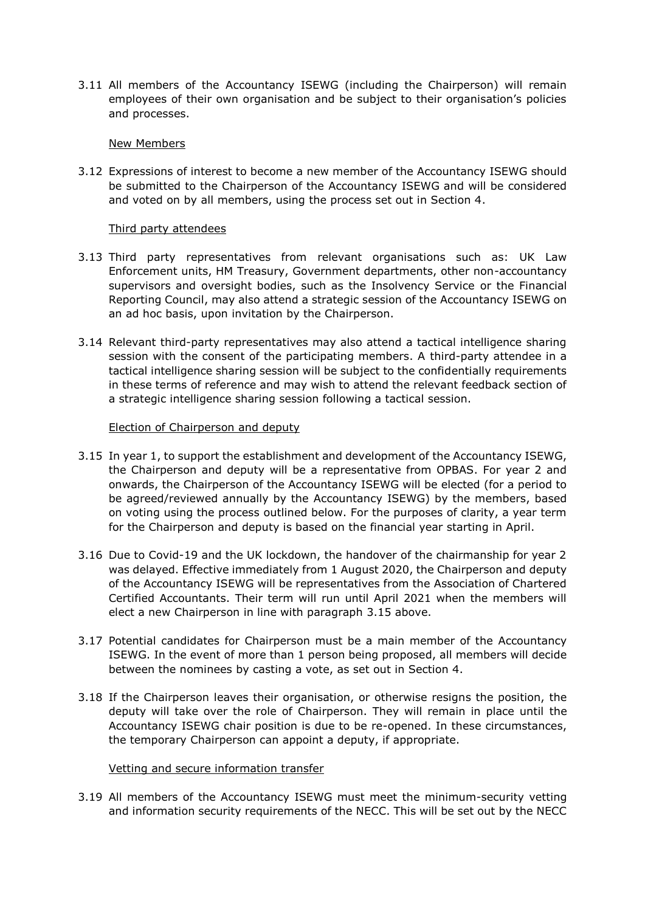3.11 All members of the Accountancy ISEWG (including the Chairperson) will remain employees of their own organisation and be subject to their organisation's policies and processes.

New Members

3.12 Expressions of interest to become a new member of the Accountancy ISEWG should be submitted to the Chairperson of the Accountancy ISEWG and will be considered and voted on by all members, using the process set out in Section 4.

Third party attendees

3.13 Third party representatives from relevant organisations such as: UK Law Enforcement units, HM Treasury, Government departments, other non-accountancy supervisors and oversight bodies, such as the Insolvency Service or the Financial Reporting Council, may also attend a strategic session of the Accountancy ISEWG on an ad hoc basis, upon invitation by the Chairperson.

3.14 Relevant third-party representatives may also attend a tactical intelligence sharing session with the consent of the participating members. A third-party attendee in a tactical intelligence sharing session will be subject to the confidentially requirements in these terms of reference and may wish to attend the relevant feedback section of a strategic intelligence sharing session following a tactical session.

Election of Chairperson and deputy

3.15 In year 1, to support the establishment and development of the Accountancy ISEWG, the Chairperson and deputy will be a representative from OPBAS. For year 2 and onwards, the Chairperson of the Accountancy ISEWG will be elected (for a period to be agreed/reviewed annually by the Accountancy ISEWG) by the members, based on voting using the process outlined below. For the purposes of clarity, a year term for the Chairperson and deputy is based on the financial year starting in April.

3.16 Due to Covid-19 and the UK lockdown, the handover of the chairmanship for year 2 was delayed. Effective immediately from 1 August 2020, the Chairperson and deputy of the Accountancy ISEWG will be representatives from the Association of Chartered Certified Accountants. Their term will run until April 2021 when the members will elect a new Chairperson in line with paragraph 3.15 above.

3.17 Potential candidates for Chairperson must be a main member of the Accountancy ISEWG. In the event of more than 1 person being proposed, all members will decide between the nominees by casting a vote, as set out in Section 4.

3.18 If the Chairperson leaves their organisation, or otherwise resigns the position, the deputy will take over the role of Chairperson. They will remain in place until the Accountancy ISEWG chair position is due to be re-opened. In these circumstances, the temporary Chairperson can appoint a deputy, if appropriate.

Vetting and secure information transfer

3.19 All members of the Accountancy ISEWG must meet the minimum-security vetting and information security requirements of the NECC. This will be set out by the NECC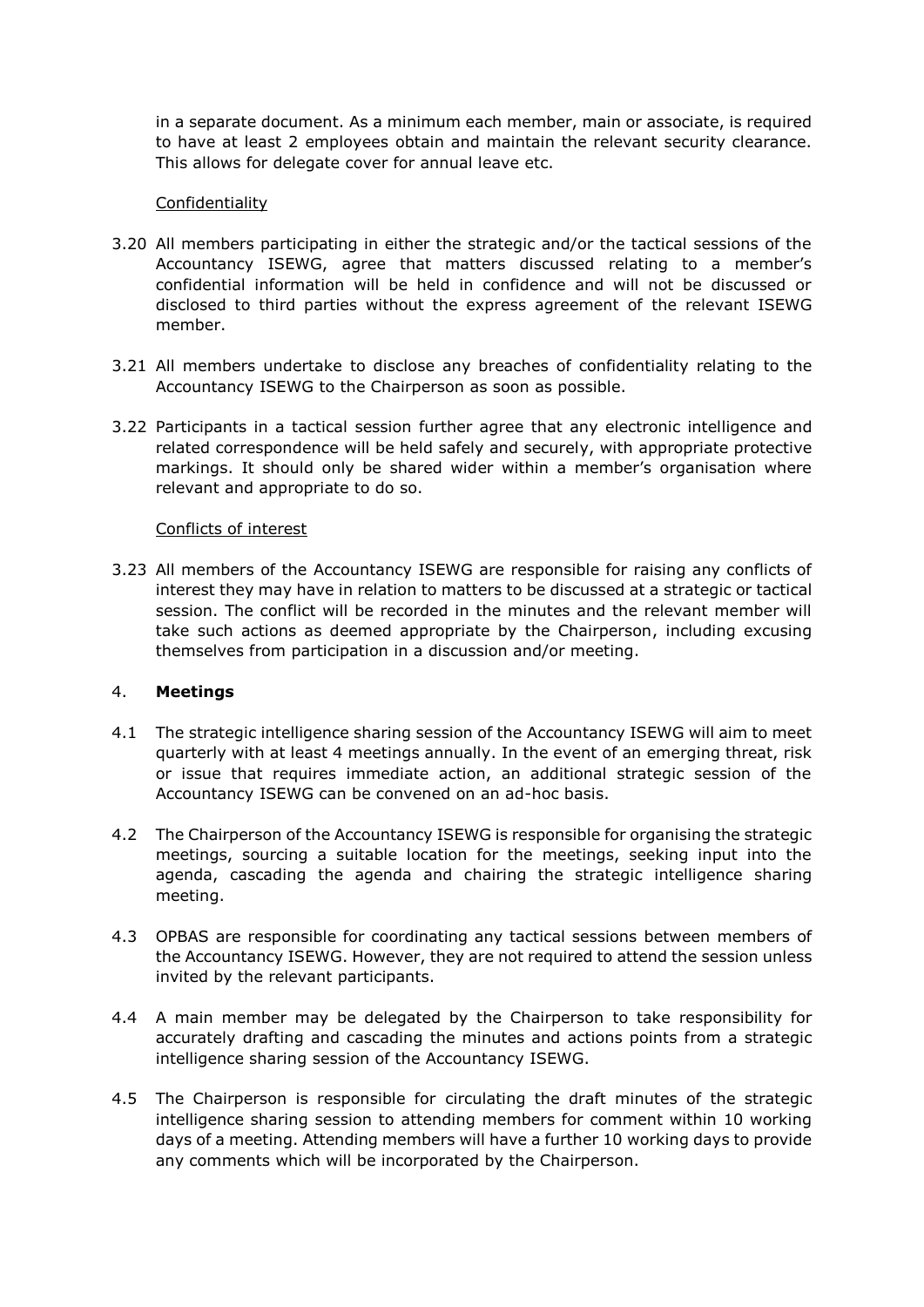in a separate document. As a minimum each member, main or associate, is required to have at least 2 employees obtain and maintain the relevant security clearance. This allows for delegate cover for annual leave etc.

Confidentiality

3.20 All members participating in either the strategic and/or the tactical sessions of the Accountancy ISEWG, agree that matters discussed relating to a member's confidential information will be held in confidence and will not be discussed or disclosed to third parties without the express agreement of the relevant ISEWG member.

3.21 All members undertake to disclose any breaches of confidentiality relating to the Accountancy ISEWG to the Chairperson as soon as possible.

3.22 Participants in a tactical session further agree that any electronic intelligence and related correspondence will be held safely and securely, with appropriate protective markings. It should only be shared wider within a member's organisation where relevant and appropriate to do so.

Conflicts of interest

3.23 All members of the Accountancy ISEWG are responsible for raising any conflicts of interest they may have in relation to matters to be discussed at a strategic or tactical session. The conflict will be recorded in the minutes and the relevant member will take such actions as deemed appropriate by the Chairperson, including excusing themselves from participation in a discussion and/or meeting.

## 4. **Meetings**

4.1 The strategic intelligence sharing session of the Accountancy ISEWG will aim to meet quarterly with at least 4 meetings annually. In the event of an emerging threat, risk or issue that requires immediate action, an additional strategic session of the Accountancy ISEWG can be convened on an ad-hoc basis.

4.2 The Chairperson of the Accountancy ISEWG is responsible for organising the strategic meetings, sourcing a suitable location for the meetings, seeking input into the agenda, cascading the agenda and chairing the strategic intelligence sharing meeting.

4.3 OPBAS are responsible for coordinating any tactical sessions between members of the Accountancy ISEWG. However, they are not required to attend the session unless invited by the relevant participants.

4.4 A main member may be delegated by the Chairperson to take responsibility for accurately drafting and cascading the minutes and actions points from a strategic intelligence sharing session of the Accountancy ISEWG.

4.5 The Chairperson is responsible for circulating the draft minutes of the strategic intelligence sharing session to attending members for comment within 10 working days of a meeting. Attending members will have a further 10 working days to provide any comments which will be incorporated by the Chairperson.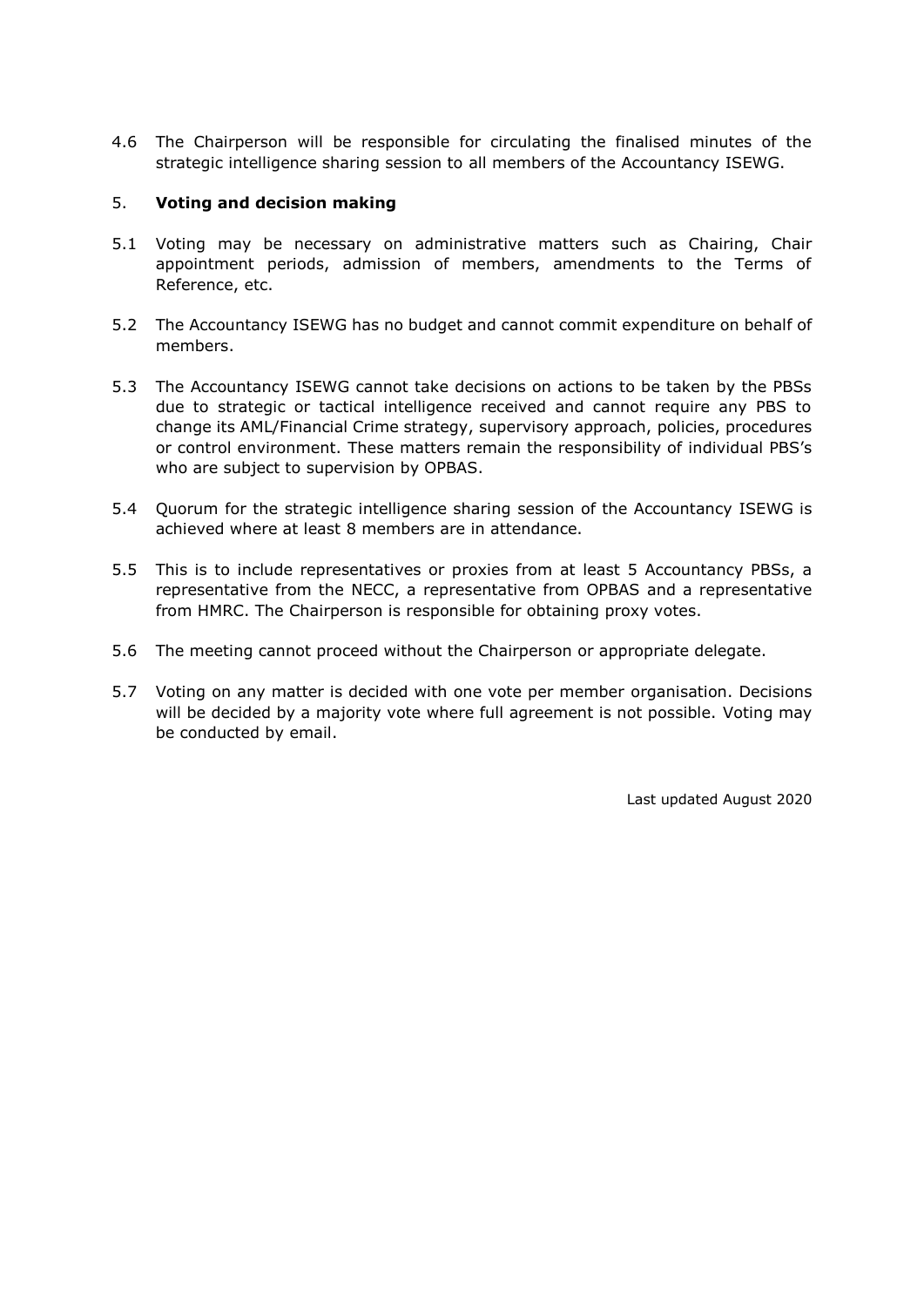4.6 The Chairperson will be responsible for circulating the finalised minutes of the strategic intelligence sharing session to all members of the Accountancy ISEWG.

## 5. **Voting and decision making**

5.1 Voting may be necessary on administrative matters such as Chairing, Chair appointment periods, admission of members, amendments to the Terms of Reference, etc.

5.2 The Accountancy ISEWG has no budget and cannot commit expenditure on behalf of members.

5.3 The Accountancy ISEWG cannot take decisions on actions to be taken by the PBSs due to strategic or tactical intelligence received and cannot require any PBS to change its AML/Financial Crime strategy, supervisory approach, policies, procedures or control environment. These matters remain the responsibility of individual PBS's who are subject to supervision by OPBAS.

5.4 Quorum for the strategic intelligence sharing session of the Accountancy ISEWG is achieved where at least 8 members are in attendance.

5.5 This is to include representatives or proxies from at least 5 Accountancy PBSs, a representative from the NECC, a representative from OPBAS and a representative from HMRC. The Chairperson is responsible for obtaining proxy votes.

5.6 The meeting cannot proceed without the Chairperson or appropriate delegate.

5.7 Voting on any matter is decided with one vote per member organisation. Decisions will be decided by a majority vote where full agreement is not possible. Voting may be conducted by email.

Last updated August 2020